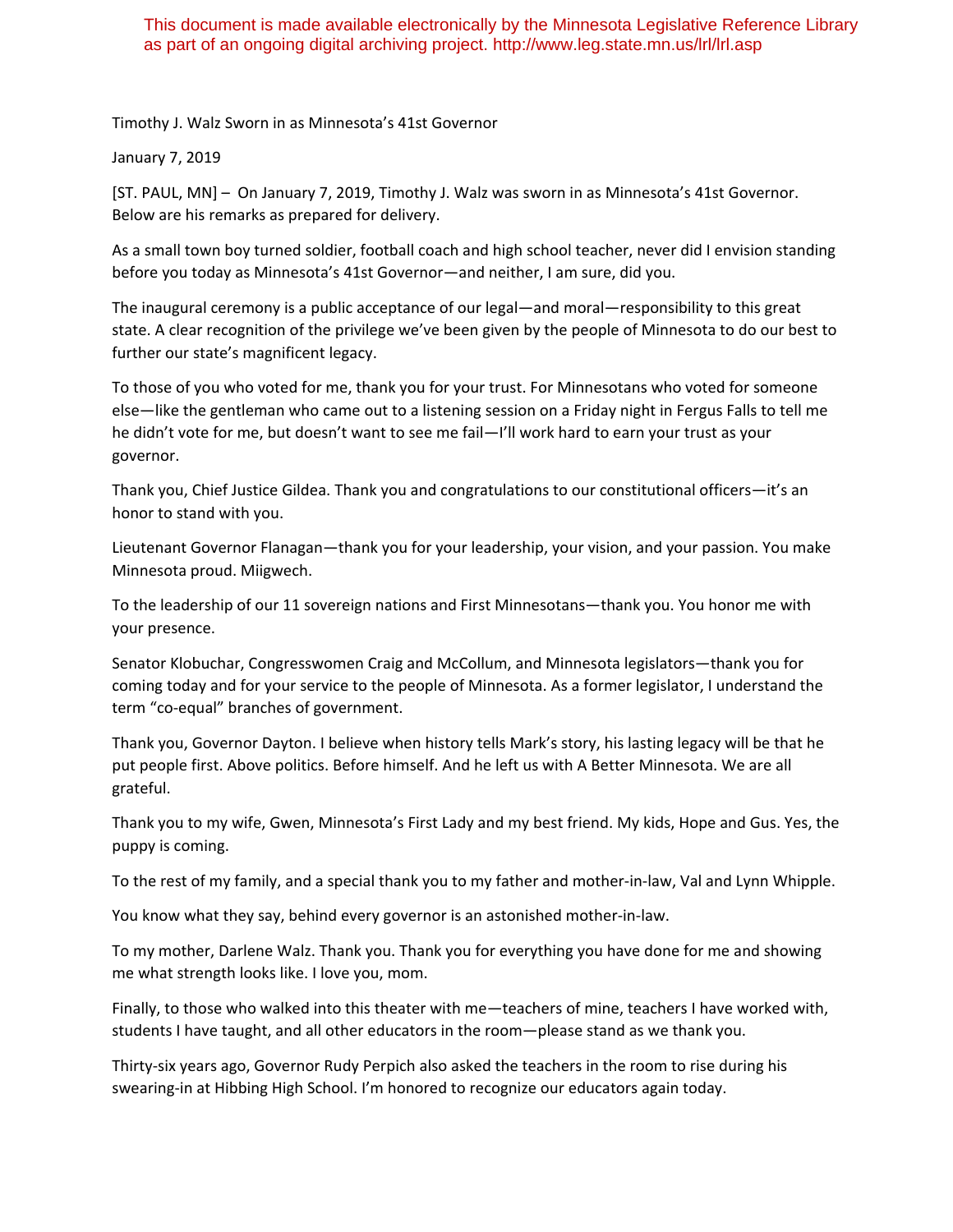This document is made available electronically by the Minnesota Legislative Reference Library as part of an ongoing digital archiving project. http://www.leg.state.mn.us/lrl/lrl.asp

# Timothy J. Walz Sworn in as Minnesota's 41st Governor

January 7, 2019

[ST. PAUL, MN] – On January 7, 2019, Timothy J. Walz was sworn in as Minnesota's 41st Governor. Below are his remarks as prepared for delivery.

As a small town boy turned soldier, football coach and high school teacher, never did I envision standing before you today as Minnesota's 41st Governor—and neither, I am sure, did you.

The inaugural ceremony is a public acceptance of our legal—and moral—responsibility to this great state. A clear recognition of the privilege we've been given by the people of Minnesota to do our best to further our state's magnificent legacy.

To those of you who voted for me, thank you for your trust. For Minnesotans who voted for someone else—like the gentleman who came out to a listening session on a Friday night in Fergus Falls to tell me he didn't vote for me, but doesn't want to see me fail—I'll work hard to earn your trust as your governor.

Thank you, Chief Justice Gildea. Thank you and congratulations to our constitutional officers—it's an honor to stand with you.

Lieutenant Governor Flanagan—thank you for your leadership, your vision, and your passion. You make Minnesota proud. Miigwech.

To the leadership of our 11 sovereign nations and First Minnesotans—thank you. You honor me with your presence.

Senator Klobuchar, Congresswomen Craig and McCollum, and Minnesota legislators—thank you for coming today and for your service to the people of Minnesota. As a former legislator, I understand the term "co-equal" branches of government.

Thank you, Governor Dayton. I believe when history tells Mark's story, his lasting legacy will be that he put people first. Above politics. Before himself. And he left us with A Better Minnesota. We are all grateful.

Thank you to my wife, Gwen, Minnesota's First Lady and my best friend. My kids, Hope and Gus. Yes, the puppy is coming.

To the rest of my family, and a special thank you to my father and mother-in-law, Val and Lynn Whipple.

You know what they say, behind every governor is an astonished mother-in-law.

To my mother, Darlene Walz. Thank you. Thank you for everything you have done for me and showing me what strength looks like. I love you, mom.

Finally, to those who walked into this theater with me—teachers of mine, teachers I have worked with, students I have taught, and all other educators in the room—please stand as we thank you.

Thirty-six years ago, Governor Rudy Perpich also asked the teachers in the room to rise during his swearing-in at Hibbing High School. I'm honored to recognize our educators again today.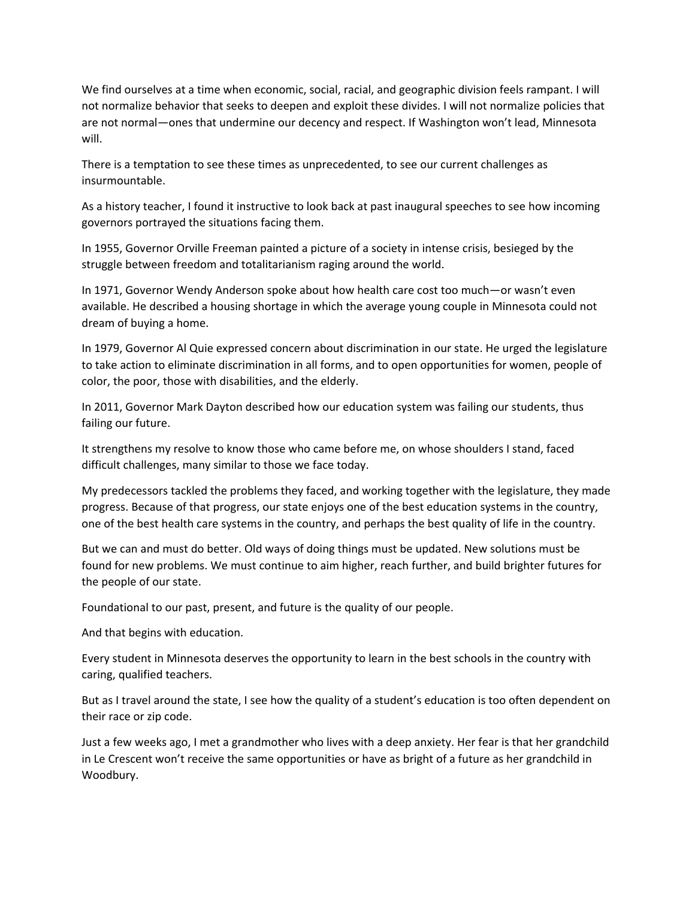We find ourselves at a time when economic, social, racial, and geographic division feels rampant. I will not normalize behavior that seeks to deepen and exploit these divides. I will not normalize policies that are not normal—ones that undermine our decency and respect. If Washington won't lead, Minnesota will.

There is a temptation to see these times as unprecedented, to see our current challenges as insurmountable.

As a history teacher, I found it instructive to look back at past inaugural speeches to see how incoming governors portrayed the situations facing them.

In 1955, Governor Orville Freeman painted a picture of a society in intense crisis, besieged by the struggle between freedom and totalitarianism raging around the world.

In 1971, Governor Wendy Anderson spoke about how health care cost too much—or wasn't even available. He described a housing shortage in which the average young couple in Minnesota could not dream of buying a home.

In 1979, Governor Al Quie expressed concern about discrimination in our state. He urged the legislature to take action to eliminate discrimination in all forms, and to open opportunities for women, people of color, the poor, those with disabilities, and the elderly.

In 2011, Governor Mark Dayton described how our education system was failing our students, thus failing our future.

It strengthens my resolve to know those who came before me, on whose shoulders I stand, faced difficult challenges, many similar to those we face today.

My predecessors tackled the problems they faced, and working together with the legislature, they made progress. Because of that progress, our state enjoys one of the best education systems in the country, one of the best health care systems in the country, and perhaps the best quality of life in the country.

But we can and must do better. Old ways of doing things must be updated. New solutions must be found for new problems. We must continue to aim higher, reach further, and build brighter futures for the people of our state.

Foundational to our past, present, and future is the quality of our people.

And that begins with education.

Every student in Minnesota deserves the opportunity to learn in the best schools in the country with caring, qualified teachers.

But as I travel around the state, I see how the quality of a student's education is too often dependent on their race or zip code.

Just a few weeks ago, I met a grandmother who lives with a deep anxiety. Her fear is that her grandchild in Le Crescent won't receive the same opportunities or have as bright of a future as her grandchild in Woodbury.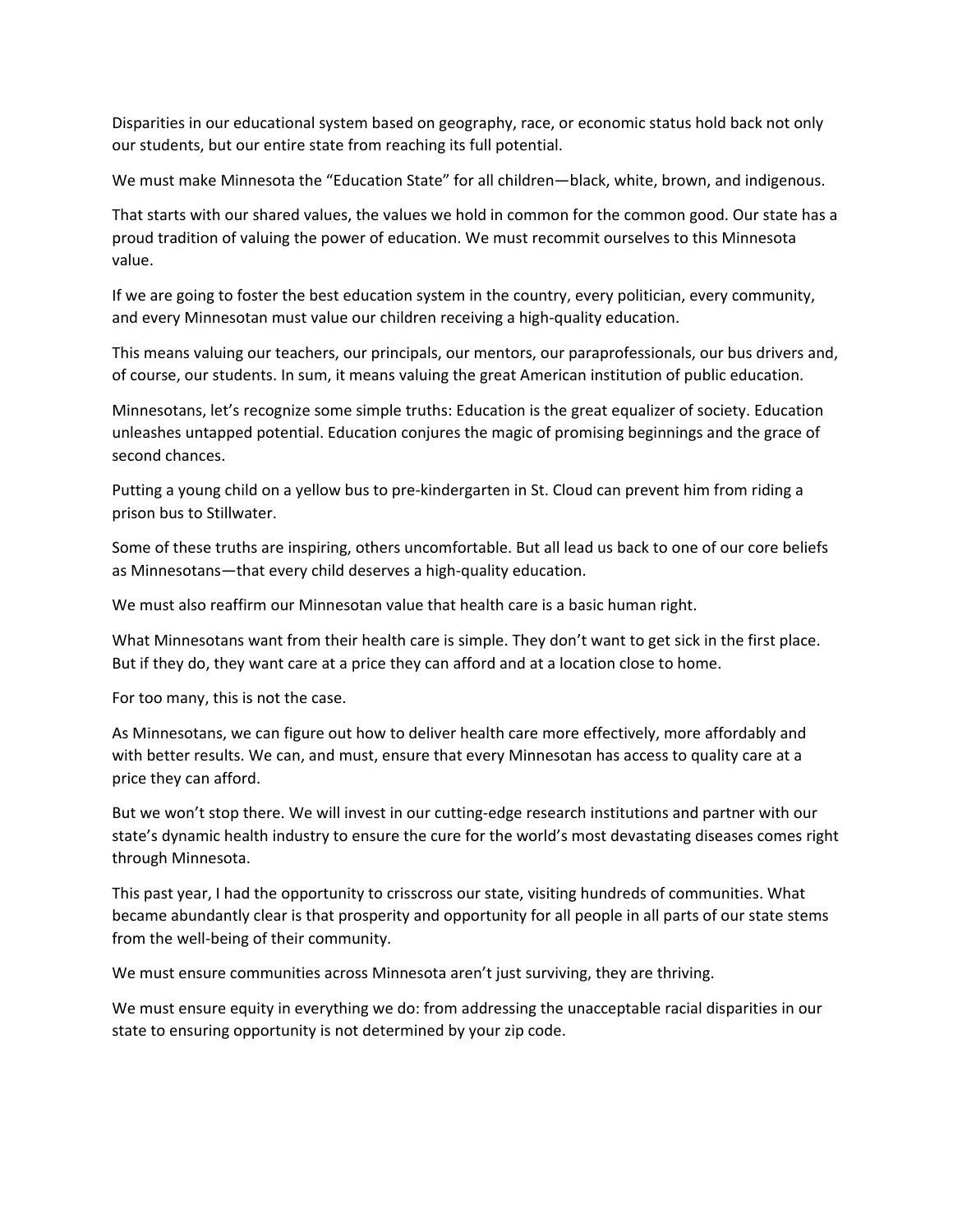Disparities in our educational system based on geography, race, or economic status hold back not only our students, but our entire state from reaching its full potential.

We must make Minnesota the "Education State" for all children—black, white, brown, and indigenous.

That starts with our shared values, the values we hold in common for the common good. Our state has a proud tradition of valuing the power of education. We must recommit ourselves to this Minnesota value.

If we are going to foster the best education system in the country, every politician, every community, and every Minnesotan must value our children receiving a high-quality education.

This means valuing our teachers, our principals, our mentors, our paraprofessionals, our bus drivers and, of course, our students. In sum, it means valuing the great American institution of public education.

Minnesotans, let's recognize some simple truths: Education is the great equalizer of society. Education unleashes untapped potential. Education conjures the magic of promising beginnings and the grace of second chances.

Putting a young child on a yellow bus to pre-kindergarten in St. Cloud can prevent him from riding a prison bus to Stillwater.

Some of these truths are inspiring, others uncomfortable. But all lead us back to one of our core beliefs as Minnesotans—that every child deserves a high-quality education.

We must also reaffirm our Minnesotan value that health care is a basic human right.

What Minnesotans want from their health care is simple. They don't want to get sick in the first place. But if they do, they want care at a price they can afford and at a location close to home.

For too many, this is not the case.

As Minnesotans, we can figure out how to deliver health care more effectively, more affordably and with better results. We can, and must, ensure that every Minnesotan has access to quality care at a price they can afford.

But we won't stop there. We will invest in our cutting-edge research institutions and partner with our state's dynamic health industry to ensure the cure for the world's most devastating diseases comes right through Minnesota.

This past year, I had the opportunity to crisscross our state, visiting hundreds of communities. What became abundantly clear is that prosperity and opportunity for all people in all parts of our state stems from the well-being of their community.

We must ensure communities across Minnesota aren't just surviving, they are thriving.

We must ensure equity in everything we do: from addressing the unacceptable racial disparities in our state to ensuring opportunity is not determined by your zip code.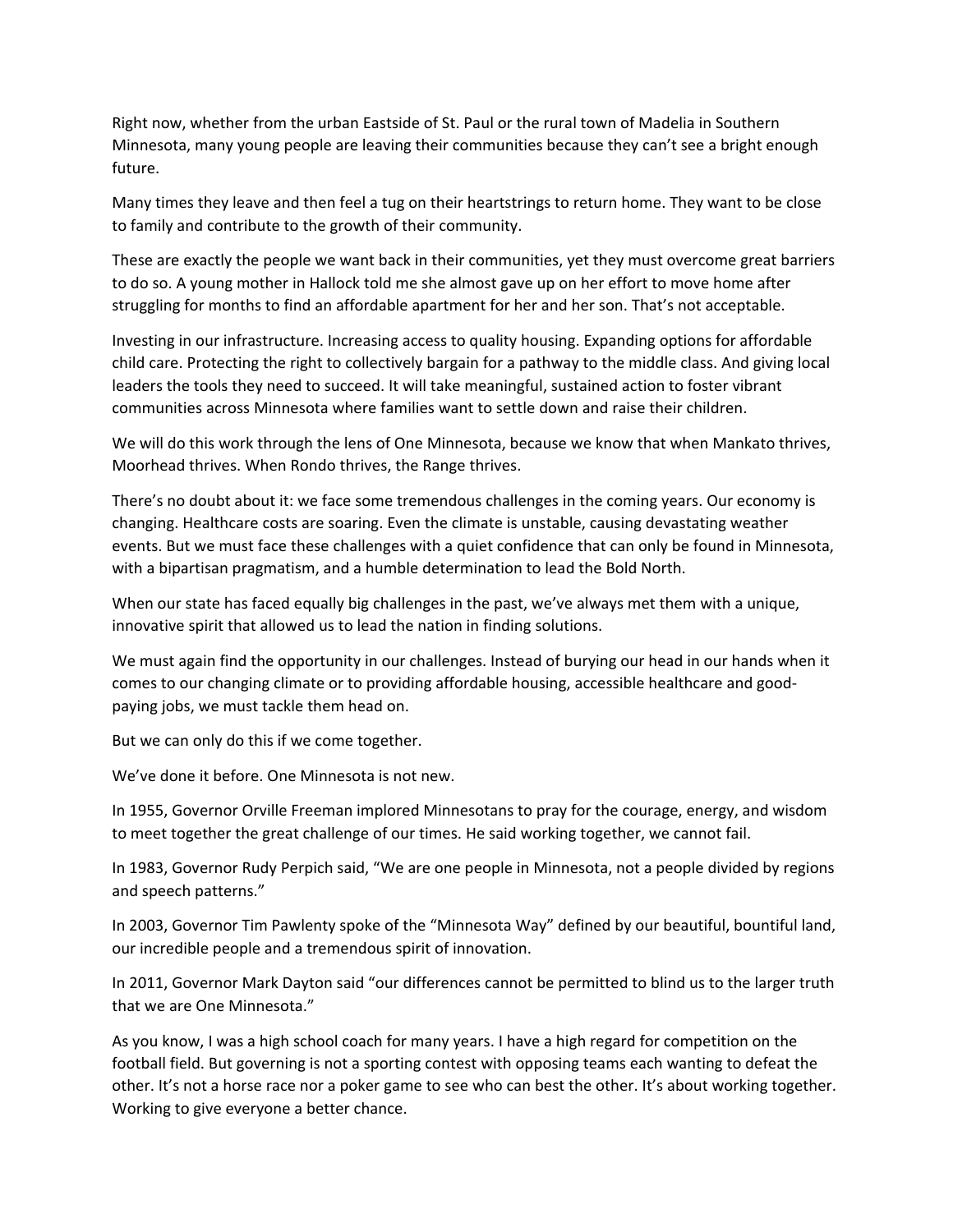Right now, whether from the urban Eastside of St. Paul or the rural town of Madelia in Southern Minnesota, many young people are leaving their communities because they can't see a bright enough future.

Many times they leave and then feel a tug on their heartstrings to return home. They want to be close to family and contribute to the growth of their community.

These are exactly the people we want back in their communities, yet they must overcome great barriers to do so. A young mother in Hallock told me she almost gave up on her effort to move home after struggling for months to find an affordable apartment for her and her son. That's not acceptable.

Investing in our infrastructure. Increasing access to quality housing. Expanding options for affordable child care. Protecting the right to collectively bargain for a pathway to the middle class. And giving local leaders the tools they need to succeed. It will take meaningful, sustained action to foster vibrant communities across Minnesota where families want to settle down and raise their children.

We will do this work through the lens of One Minnesota, because we know that when Mankato thrives, Moorhead thrives. When Rondo thrives, the Range thrives.

There's no doubt about it: we face some tremendous challenges in the coming years. Our economy is changing. Healthcare costs are soaring. Even the climate is unstable, causing devastating weather events. But we must face these challenges with a quiet confidence that can only be found in Minnesota, with a bipartisan pragmatism, and a humble determination to lead the Bold North.

When our state has faced equally big challenges in the past, we've always met them with a unique, innovative spirit that allowed us to lead the nation in finding solutions.

We must again find the opportunity in our challenges. Instead of burying our head in our hands when it comes to our changing climate or to providing affordable housing, accessible healthcare and good-paying jobs, we must tackle them head on.

But we can only do this if we come together.

We've done it before. One Minnesota is not new.

In 1955, Governor Orville Freeman implored Minnesotans to pray for the courage, energy, and wisdom to meet together the great challenge of our times. He said working together, we cannot fail.

In 1983, Governor Rudy Perpich said, "We are one people in Minnesota, not a people divided by regions and speech patterns."

In 2003, Governor Tim Pawlenty spoke of the "Minnesota Way" defined by our beautiful, bountiful land, our incredible people and a tremendous spirit of innovation.

In 2011, Governor Mark Dayton said "our differences cannot be permitted to blind us to the larger truth that we are One Minnesota."

As you know, I was a high school coach for many years. I have a high regard for competition on the football field. But governing is not a sporting contest with opposing teams each wanting to defeat the other. It's not a horse race nor a poker game to see who can best the other. It's about working together. Working to give everyone a better chance.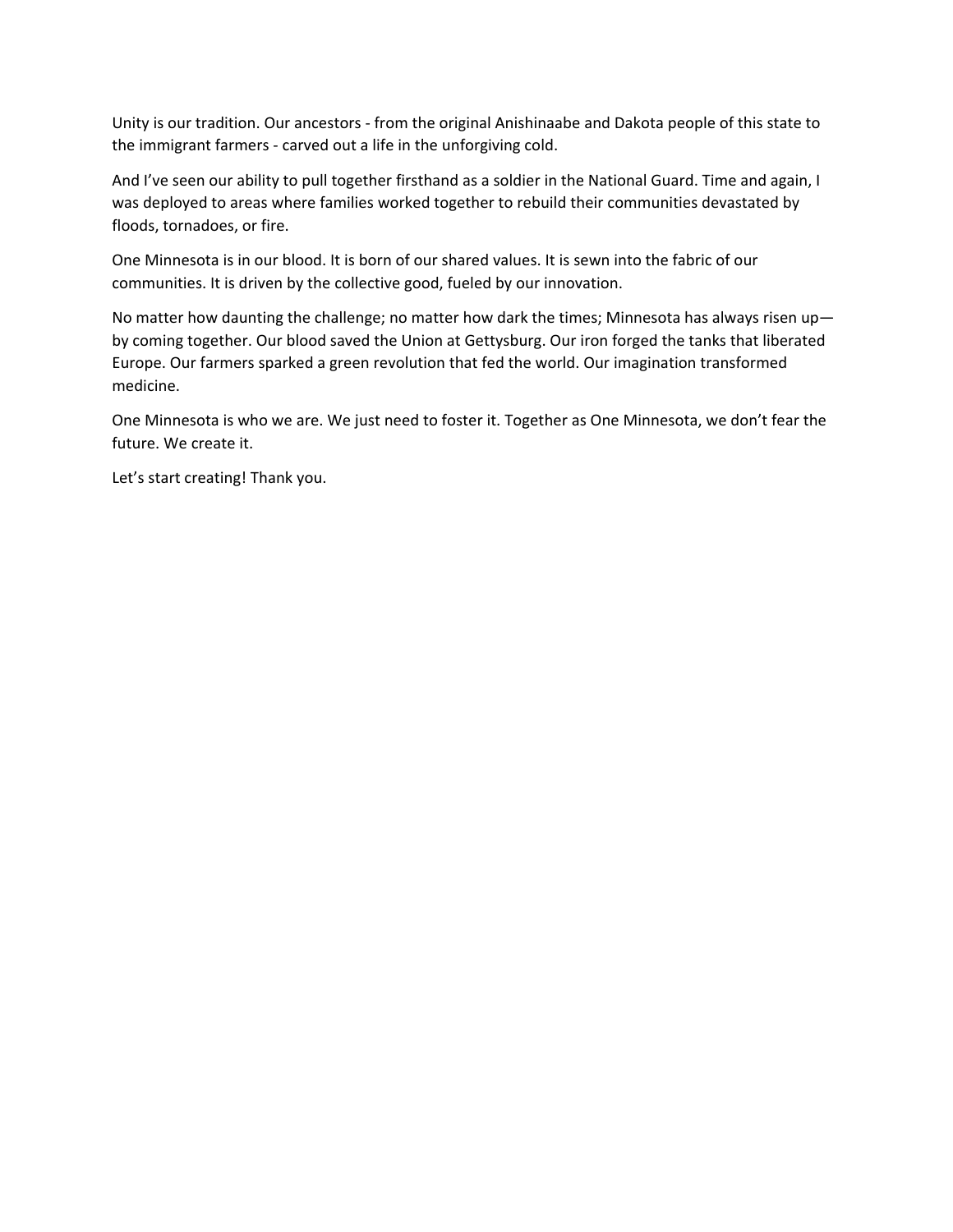Unity is our tradition. Our ancestors - from the original Anishinaabe and Dakota people of this state to the immigrant farmers - carved out a life in the unforgiving cold.

And I've seen our ability to pull together firsthand as a soldier in the National Guard. Time and again, I was deployed to areas where families worked together to rebuild their communities devastated by floods, tornadoes, or fire.

One Minnesota is in our blood. It is born of our shared values. It is sewn into the fabric of our communities. It is driven by the collective good, fueled by our innovation.

No matter how daunting the challenge; no matter how dark the times; Minnesota has always risen up—by coming together. Our blood saved the Union at Gettysburg. Our iron forged the tanks that liberated Europe. Our farmers sparked a green revolution that fed the world. Our imagination transformed medicine.

One Minnesota is who we are. We just need to foster it. Together as One Minnesota, we don't fear the future. We create it.

Let's start creating! Thank you.